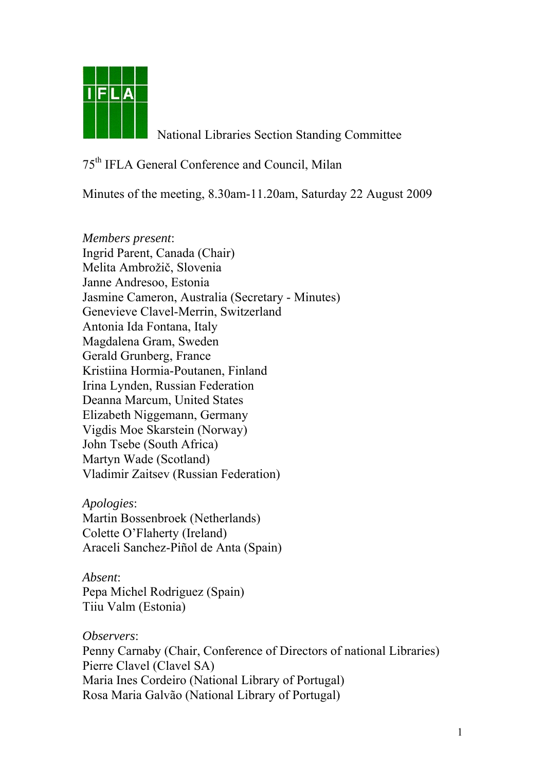National Libraries Section Standing Committee

75th IFLA General Conference and Council, Milan

Minutes of the meeting, 8.30am-11.20am, Saturday 22 August 2009

*Members present*:
Ingrid Parent, Canada (Chair)
Melita Ambrožič, Slovenia
Janne Andresoo, Estonia
Jasmine Cameron, Australia (Secretary - Minutes)
Genevieve Clavel-Merrin, Switzerland
Antonia Ida Fontana, Italy
Magdalena Gram, Sweden
Gerald Grunberg, France
Kristiina Hormia-Poutanen, Finland
Irina Lynden, Russian Federation
Deanna Marcum, United States
Elizabeth Niggemann, Germany
Vigdis Moe Skarstein (Norway)
John Tsebe (South Africa)
Martyn Wade (Scotland)
Vladimir Zaitsev (Russian Federation)

*Apologies*:
Martin Bossenbroek (Netherlands)
Colette O'Flaherty (Ireland)
Araceli Sanchez-Piñol de Anta (Spain)

*Absent*:
Pepa Michel Rodriguez (Spain)
Tiiu Valm (Estonia)

*Observers*:
Penny Carnaby (Chair, Conference of Directors of national Libraries)
Pierre Clavel (Clavel SA)
Maria Ines Cordeiro (National Library of Portugal)
Rosa Maria Galvão (National Library of Portugal)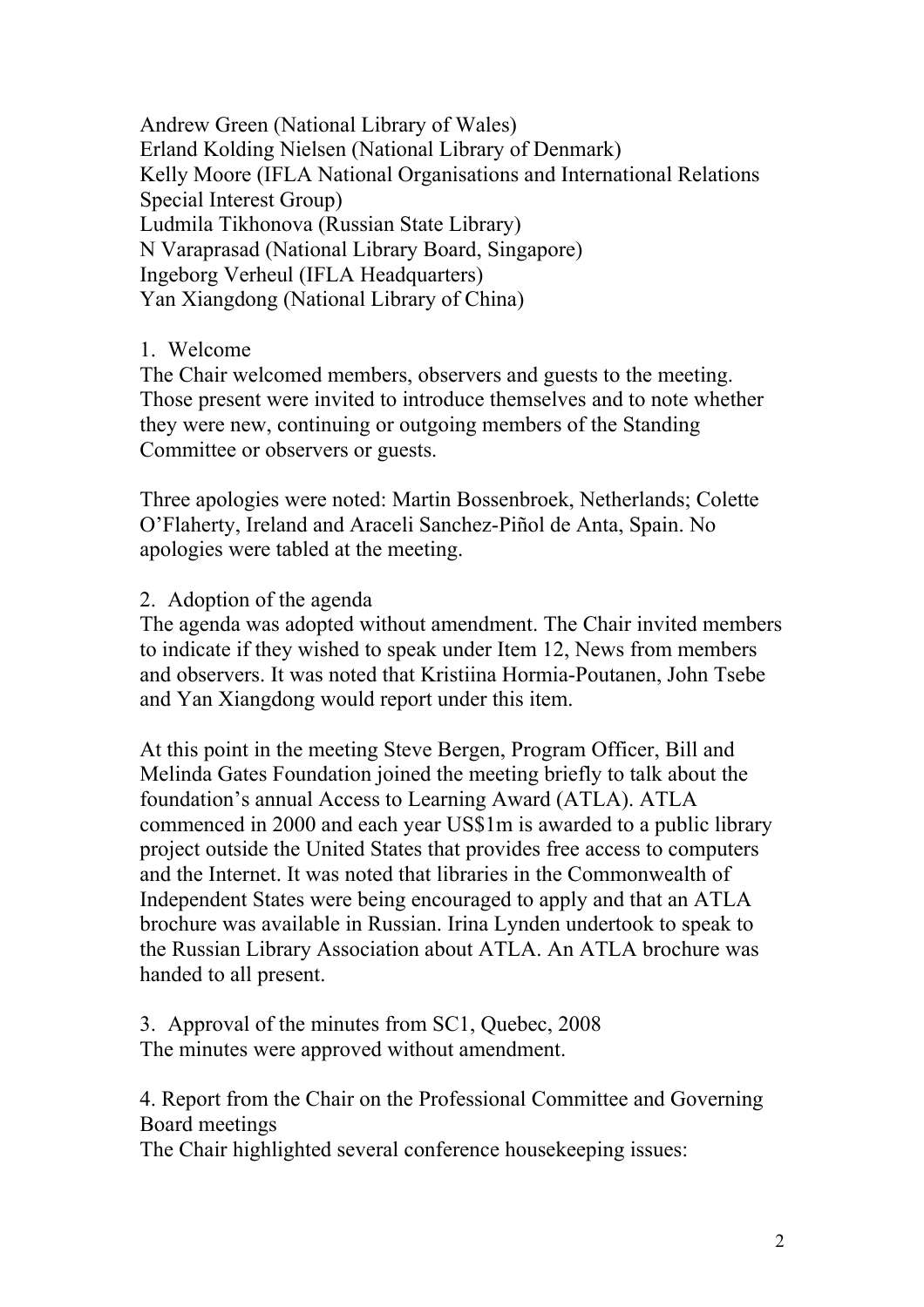Andrew Green (National Library of Wales)
Erland Kolding Nielsen (National Library of Denmark)
Kelly Moore (IFLA National Organisations and International Relations Special Interest Group)
Ludmila Tikhonova (Russian State Library)
N Varaprasad (National Library Board, Singapore)
Ingeborg Verheul (IFLA Headquarters)
Yan Xiangdong (National Library of China)

1. Welcome

The Chair welcomed members, observers and guests to the meeting. Those present were invited to introduce themselves and to note whether they were new, continuing or outgoing members of the Standing Committee or observers or guests.

Three apologies were noted: Martin Bossenbroek, Netherlands; Colette O'Flaherty, Ireland and Araceli Sanchez-Piñol de Anta, Spain. No apologies were tabled at the meeting.

2. Adoption of the agenda

The agenda was adopted without amendment. The Chair invited members to indicate if they wished to speak under Item 12, News from members and observers. It was noted that Kristiina Hormia-Poutanen, John Tsebe and Yan Xiangdong would report under this item.

At this point in the meeting Steve Bergen, Program Officer, Bill and Melinda Gates Foundation joined the meeting briefly to talk about the foundation's annual Access to Learning Award (ATLA). ATLA commenced in 2000 and each year US$1m is awarded to a public library project outside the United States that provides free access to computers and the Internet. It was noted that libraries in the Commonwealth of Independent States were being encouraged to apply and that an ATLA brochure was available in Russian. Irina Lynden undertook to speak to the Russian Library Association about ATLA. An ATLA brochure was handed to all present.

3. Approval of the minutes from SC1, Quebec, 2008

The minutes were approved without amendment.

4. Report from the Chair on the Professional Committee and Governing Board meetings

The Chair highlighted several conference housekeeping issues: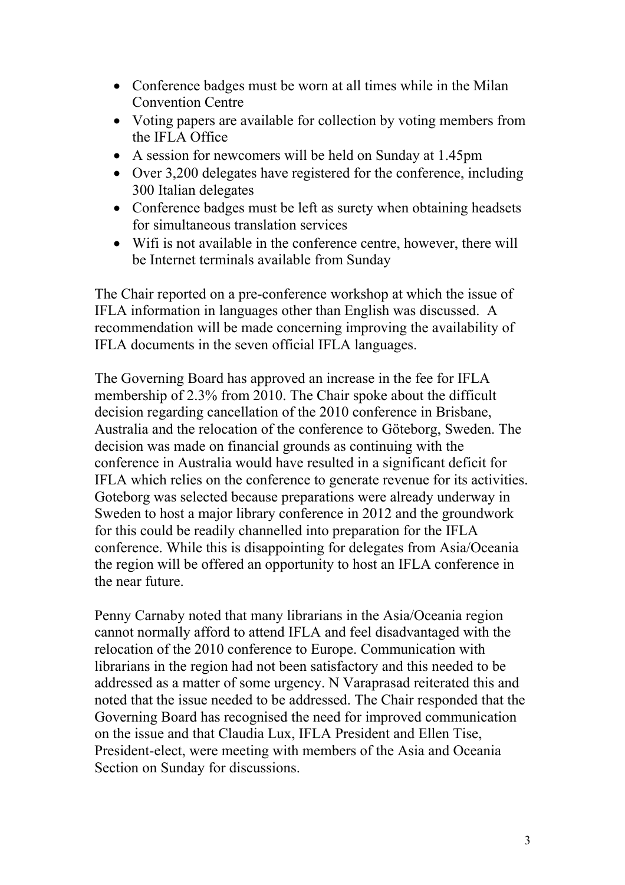- Conference badges must be worn at all times while in the Milan Convention Centre
- Voting papers are available for collection by voting members from the IFLA Office
- A session for newcomers will be held on Sunday at 1.45pm
- Over 3,200 delegates have registered for the conference, including 300 Italian delegates
- Conference badges must be left as surety when obtaining headsets for simultaneous translation services
- Wifi is not available in the conference centre, however, there will be Internet terminals available from Sunday

The Chair reported on a pre-conference workshop at which the issue of IFLA information in languages other than English was discussed. A recommendation will be made concerning improving the availability of IFLA documents in the seven official IFLA languages.

The Governing Board has approved an increase in the fee for IFLA membership of 2.3% from 2010. The Chair spoke about the difficult decision regarding cancellation of the 2010 conference in Brisbane, Australia and the relocation of the conference to Göteborg, Sweden. The decision was made on financial grounds as continuing with the conference in Australia would have resulted in a significant deficit for IFLA which relies on the conference to generate revenue for its activities. Goteborg was selected because preparations were already underway in Sweden to host a major library conference in 2012 and the groundwork for this could be readily channelled into preparation for the IFLA conference. While this is disappointing for delegates from Asia/Oceania the region will be offered an opportunity to host an IFLA conference in the near future.

Penny Carnaby noted that many librarians in the Asia/Oceania region cannot normally afford to attend IFLA and feel disadvantaged with the relocation of the 2010 conference to Europe. Communication with librarians in the region had not been satisfactory and this needed to be addressed as a matter of some urgency. N Varaprasad reiterated this and noted that the issue needed to be addressed. The Chair responded that the Governing Board has recognised the need for improved communication on the issue and that Claudia Lux, IFLA President and Ellen Tise, President-elect, were meeting with members of the Asia and Oceania Section on Sunday for discussions.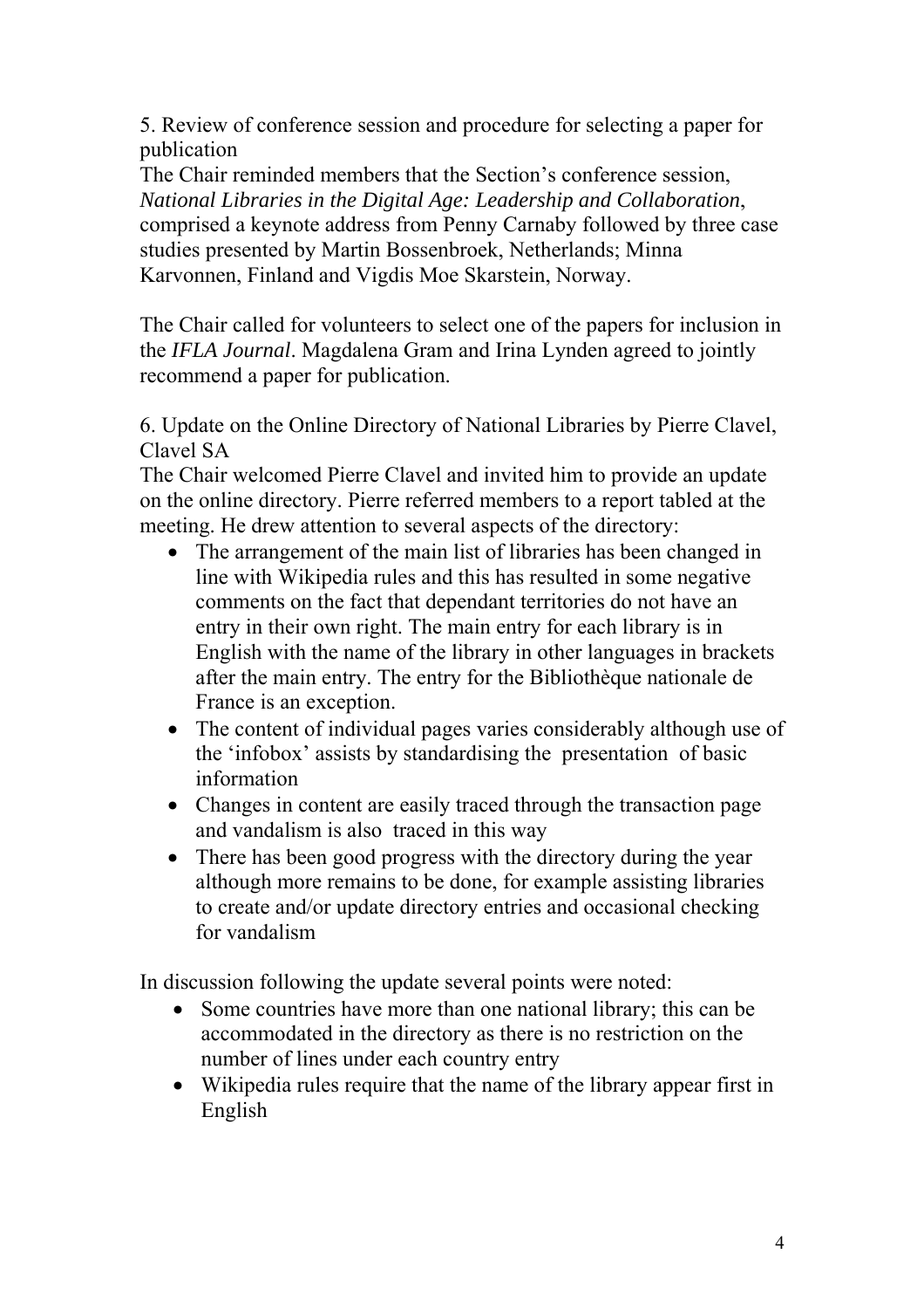5. Review of conference session and procedure for selecting a paper for publication

The Chair reminded members that the Section's conference session, *National Libraries in the Digital Age: Leadership and Collaboration*, comprised a keynote address from Penny Carnaby followed by three case studies presented by Martin Bossenbroek, Netherlands; Minna Karvonnen, Finland and Vigdis Moe Skarstein, Norway.

The Chair called for volunteers to select one of the papers for inclusion in the *IFLA Journal*. Magdalena Gram and Irina Lynden agreed to jointly recommend a paper for publication.

6. Update on the Online Directory of National Libraries by Pierre Clavel, Clavel SA

The Chair welcomed Pierre Clavel and invited him to provide an update on the online directory. Pierre referred members to a report tabled at the meeting. He drew attention to several aspects of the directory:

- The arrangement of the main list of libraries has been changed in line with Wikipedia rules and this has resulted in some negative comments on the fact that dependant territories do not have an entry in their own right. The main entry for each library is in English with the name of the library in other languages in brackets after the main entry. The entry for the Bibliothèque nationale de France is an exception.
- The content of individual pages varies considerably although use of the 'infobox' assists by standardising the presentation of basic information
- Changes in content are easily traced through the transaction page and vandalism is also traced in this way
- There has been good progress with the directory during the year although more remains to be done, for example assisting libraries to create and/or update directory entries and occasional checking for vandalism

In discussion following the update several points were noted:

- Some countries have more than one national library; this can be accommodated in the directory as there is no restriction on the number of lines under each country entry
- Wikipedia rules require that the name of the library appear first in English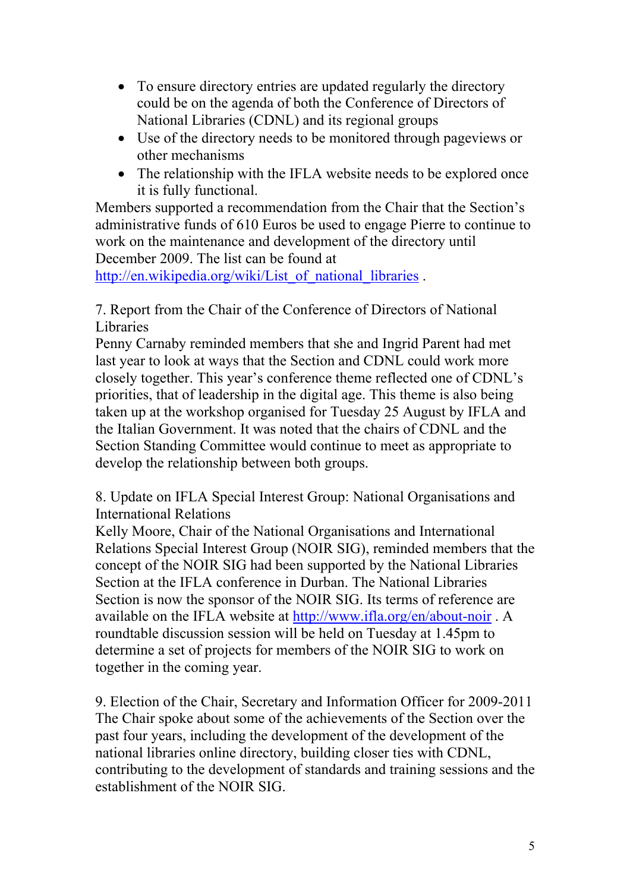- To ensure directory entries are updated regularly the directory could be on the agenda of both the Conference of Directors of National Libraries (CDNL) and its regional groups
- Use of the directory needs to be monitored through pageviews or other mechanisms
- The relationship with the IFLA website needs to be explored once it is fully functional.

Members supported a recommendation from the Chair that the Section's administrative funds of 610 Euros be used to engage Pierre to continue to work on the maintenance and development of the directory until December 2009. The list can be found at http://en.wikipedia.org/wiki/List_of_national_libraries .

7. Report from the Chair of the Conference of Directors of National Libraries

Penny Carnaby reminded members that she and Ingrid Parent had met last year to look at ways that the Section and CDNL could work more closely together. This year's conference theme reflected one of CDNL's priorities, that of leadership in the digital age. This theme is also being taken up at the workshop organised for Tuesday 25 August by IFLA and the Italian Government. It was noted that the chairs of CDNL and the Section Standing Committee would continue to meet as appropriate to develop the relationship between both groups.

8. Update on IFLA Special Interest Group: National Organisations and International Relations

Kelly Moore, Chair of the National Organisations and International Relations Special Interest Group (NOIR SIG), reminded members that the concept of the NOIR SIG had been supported by the National Libraries Section at the IFLA conference in Durban. The National Libraries Section is now the sponsor of the NOIR SIG. Its terms of reference are available on the IFLA website at http://www.ifla.org/en/about-noir . A roundtable discussion session will be held on Tuesday at 1.45pm to determine a set of projects for members of the NOIR SIG to work on together in the coming year.

9. Election of the Chair, Secretary and Information Officer for 2009-2011

The Chair spoke about some of the achievements of the Section over the past four years, including the development of the development of the national libraries online directory, building closer ties with CDNL, contributing to the development of standards and training sessions and the establishment of the NOIR SIG.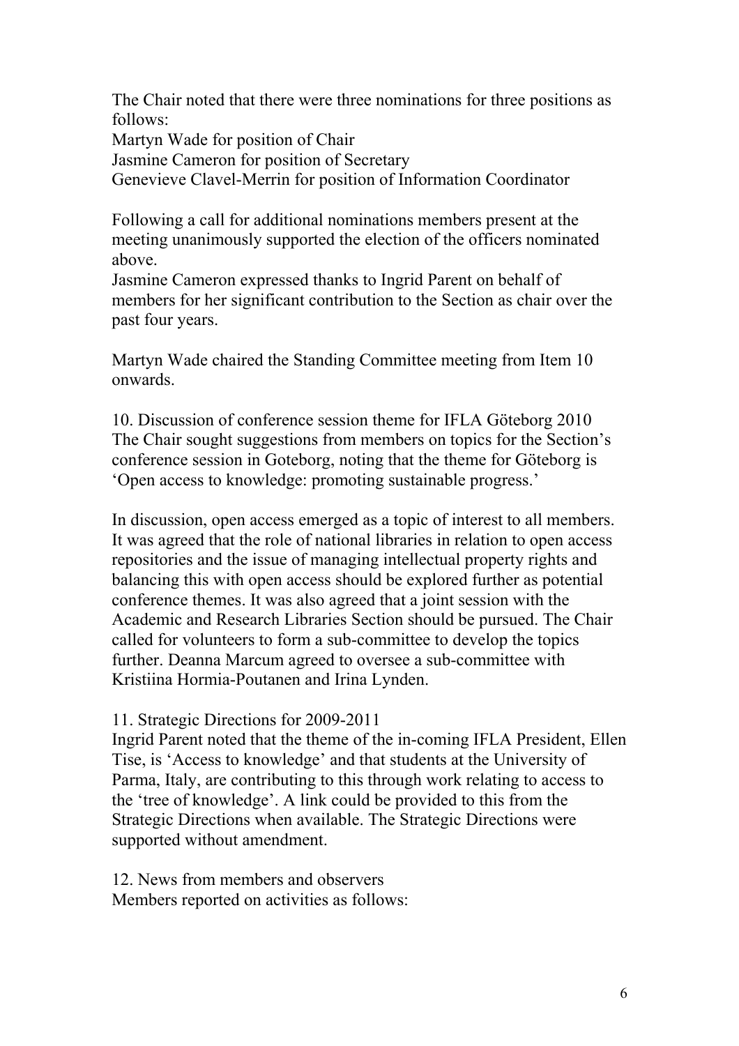The Chair noted that there were three nominations for three positions as follows:
Martyn Wade for position of Chair
Jasmine Cameron for position of Secretary
Genevieve Clavel-Merrin for position of Information Coordinator

Following a call for additional nominations members present at the meeting unanimously supported the election of the officers nominated above.
Jasmine Cameron expressed thanks to Ingrid Parent on behalf of members for her significant contribution to the Section as chair over the past four years.

Martyn Wade chaired the Standing Committee meeting from Item 10 onwards.

10. Discussion of conference session theme for IFLA Göteborg 2010
The Chair sought suggestions from members on topics for the Section's conference session in Goteborg, noting that the theme for Göteborg is 'Open access to knowledge: promoting sustainable progress.'

In discussion, open access emerged as a topic of interest to all members. It was agreed that the role of national libraries in relation to open access repositories and the issue of managing intellectual property rights and balancing this with open access should be explored further as potential conference themes. It was also agreed that a joint session with the Academic and Research Libraries Section should be pursued. The Chair called for volunteers to form a sub-committee to develop the topics further. Deanna Marcum agreed to oversee a sub-committee with Kristiina Hormia-Poutanen and Irina Lynden.

11. Strategic Directions for 2009-2011
Ingrid Parent noted that the theme of the in-coming IFLA President, Ellen Tise, is 'Access to knowledge' and that students at the University of Parma, Italy, are contributing to this through work relating to access to the 'tree of knowledge'. A link could be provided to this from the Strategic Directions when available. The Strategic Directions were supported without amendment.

12. News from members and observers
Members reported on activities as follows: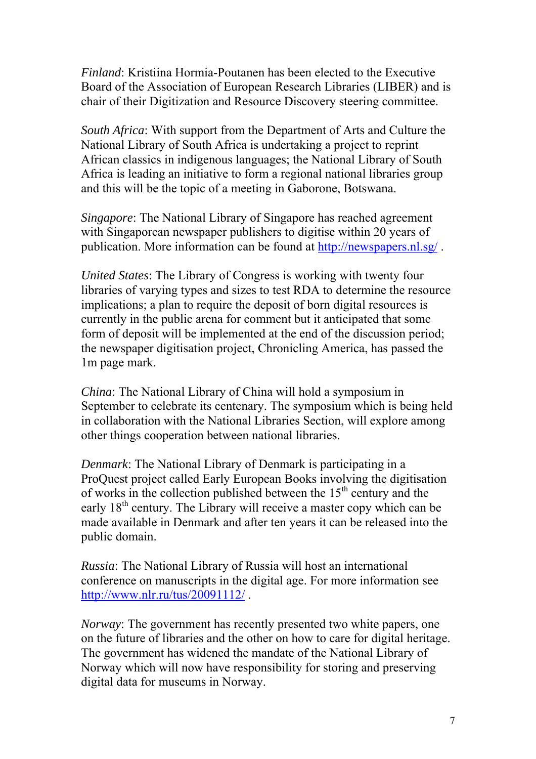*Finland*: Kristiina Hormia-Poutanen has been elected to the Executive Board of the Association of European Research Libraries (LIBER) and is chair of their Digitization and Resource Discovery steering committee.

*South Africa*: With support from the Department of Arts and Culture the National Library of South Africa is undertaking a project to reprint African classics in indigenous languages; the National Library of South Africa is leading an initiative to form a regional national libraries group and this will be the topic of a meeting in Gaborone, Botswana.

*Singapore*: The National Library of Singapore has reached agreement with Singaporean newspaper publishers to digitise within 20 years of publication. More information can be found at http://newspapers.nl.sg/ .

*United States*: The Library of Congress is working with twenty four libraries of varying types and sizes to test RDA to determine the resource implications; a plan to require the deposit of born digital resources is currently in the public arena for comment but it anticipated that some form of deposit will be implemented at the end of the discussion period; the newspaper digitisation project, Chronicling America, has passed the 1m page mark.

*China*: The National Library of China will hold a symposium in September to celebrate its centenary. The symposium which is being held in collaboration with the National Libraries Section, will explore among other things cooperation between national libraries.

*Denmark*: The National Library of Denmark is participating in a ProQuest project called Early European Books involving the digitisation of works in the collection published between the 15th century and the early 18th century. The Library will receive a master copy which can be made available in Denmark and after ten years it can be released into the public domain.

*Russia*: The National Library of Russia will host an international conference on manuscripts in the digital age. For more information see http://www.nlr.ru/tus/20091112/ .

*Norway*: The government has recently presented two white papers, one on the future of libraries and the other on how to care for digital heritage. The government has widened the mandate of the National Library of Norway which will now have responsibility for storing and preserving digital data for museums in Norway.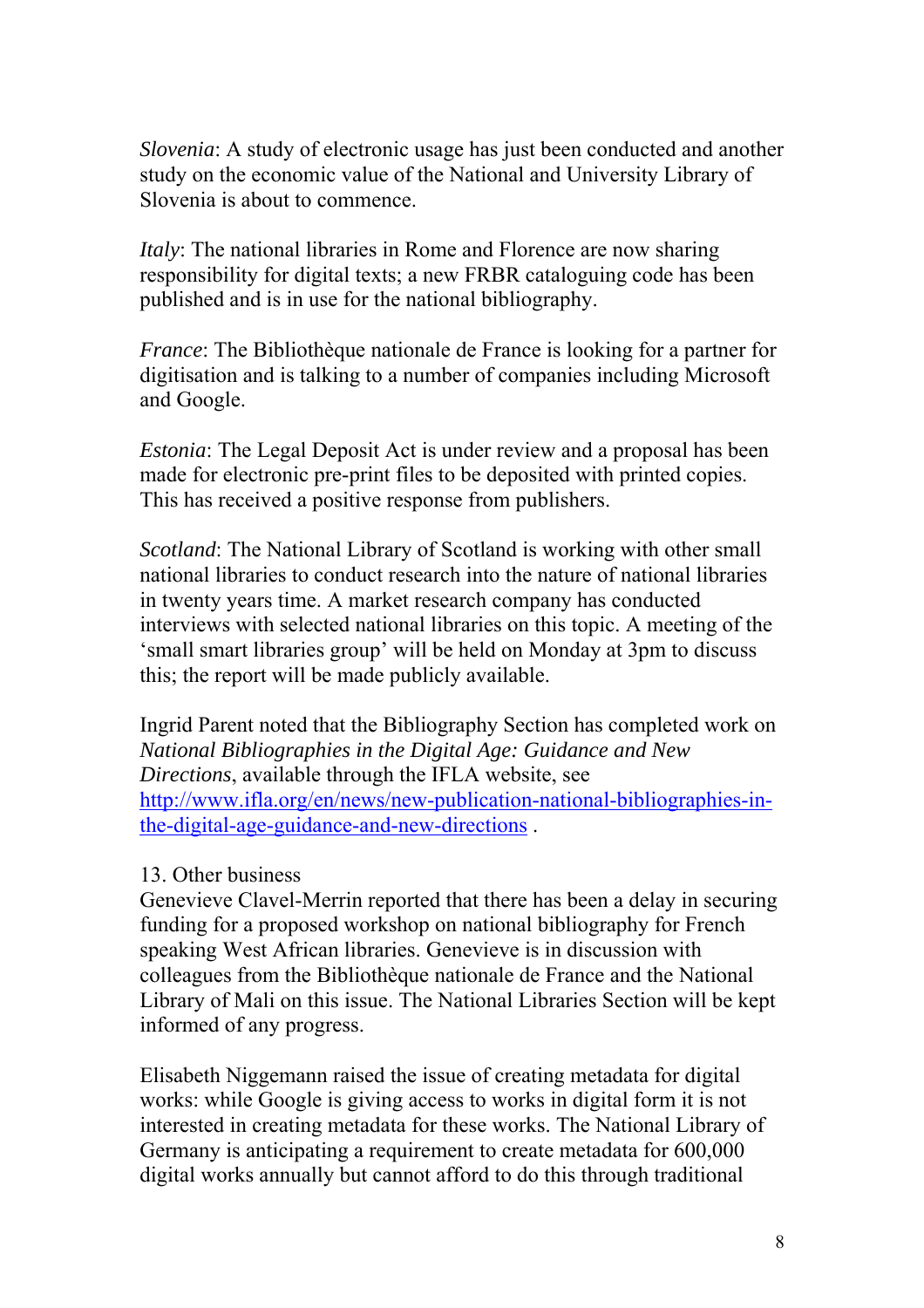*Slovenia*: A study of electronic usage has just been conducted and another study on the economic value of the National and University Library of Slovenia is about to commence.

*Italy*: The national libraries in Rome and Florence are now sharing responsibility for digital texts; a new FRBR cataloguing code has been published and is in use for the national bibliography.

*France*: The Bibliothèque nationale de France is looking for a partner for digitisation and is talking to a number of companies including Microsoft and Google.

*Estonia*: The Legal Deposit Act is under review and a proposal has been made for electronic pre-print files to be deposited with printed copies. This has received a positive response from publishers.

*Scotland*: The National Library of Scotland is working with other small national libraries to conduct research into the nature of national libraries in twenty years time. A market research company has conducted interviews with selected national libraries on this topic. A meeting of the 'small smart libraries group' will be held on Monday at 3pm to discuss this; the report will be made publicly available.

Ingrid Parent noted that the Bibliography Section has completed work on *National Bibliographies in the Digital Age: Guidance and New Directions*, available through the IFLA website, see [http://www.ifla.org/en/news/new-publication-national-bibliographies-in-the-digital-age-guidance-and-new-directions](http://www.ifla.org/en/news/new-publication-national-bibliographies-in-the-digital-age-guidance-and-new-directions) .

13. Other business

Genevieve Clavel-Merrin reported that there has been a delay in securing funding for a proposed workshop on national bibliography for French speaking West African libraries. Genevieve is in discussion with colleagues from the Bibliothèque nationale de France and the National Library of Mali on this issue. The National Libraries Section will be kept informed of any progress.

Elisabeth Niggemann raised the issue of creating metadata for digital works: while Google is giving access to works in digital form it is not interested in creating metadata for these works. The National Library of Germany is anticipating a requirement to create metadata for 600,000 digital works annually but cannot afford to do this through traditional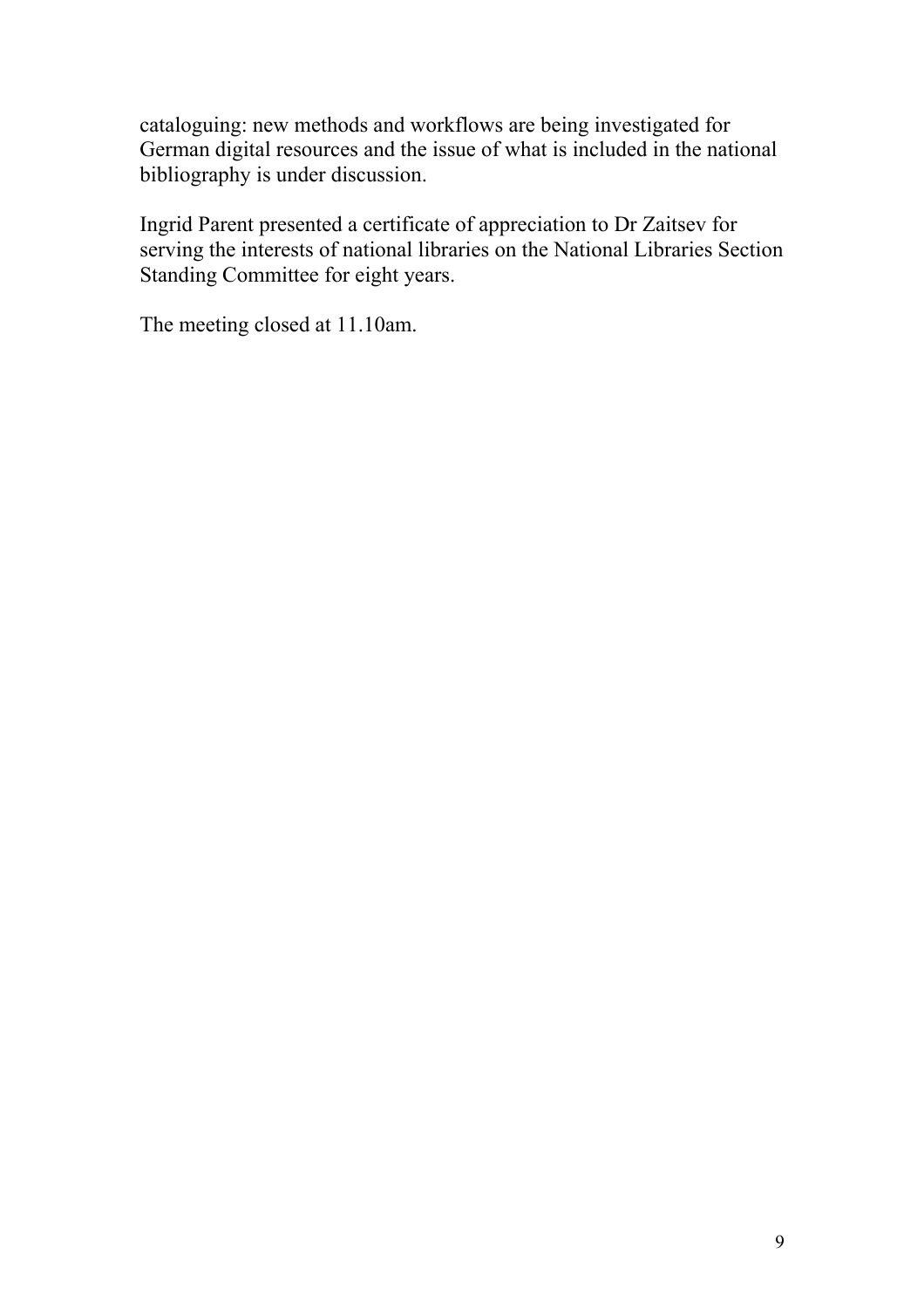cataloguing: new methods and workflows are being investigated for German digital resources and the issue of what is included in the national bibliography is under discussion.

Ingrid Parent presented a certificate of appreciation to Dr Zaitsev for serving the interests of national libraries on the National Libraries Section Standing Committee for eight years.

The meeting closed at 11.10am.